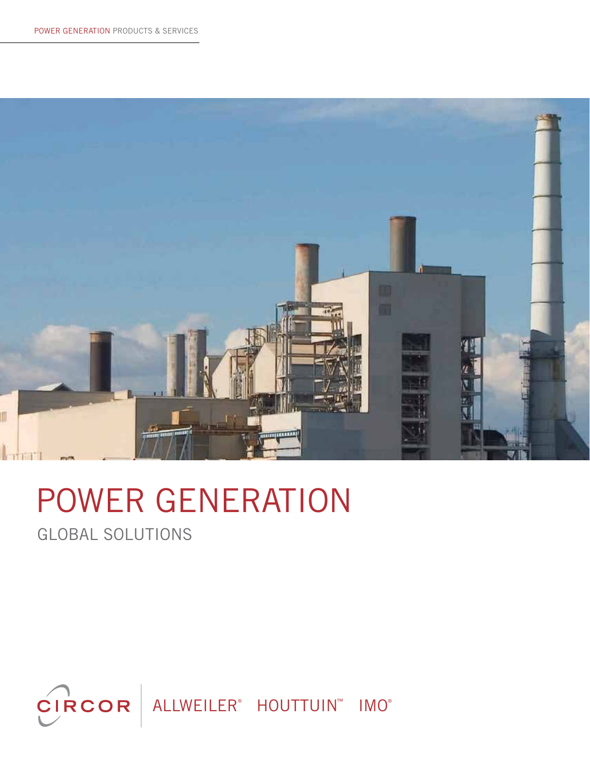POWER GENERATION PRODUCTS & SERVICES

# POWER GENERATION

## GLOBAL SOLUTIONS

CIRCOR | ALLWEILER® HOUTTUIN™ IMO®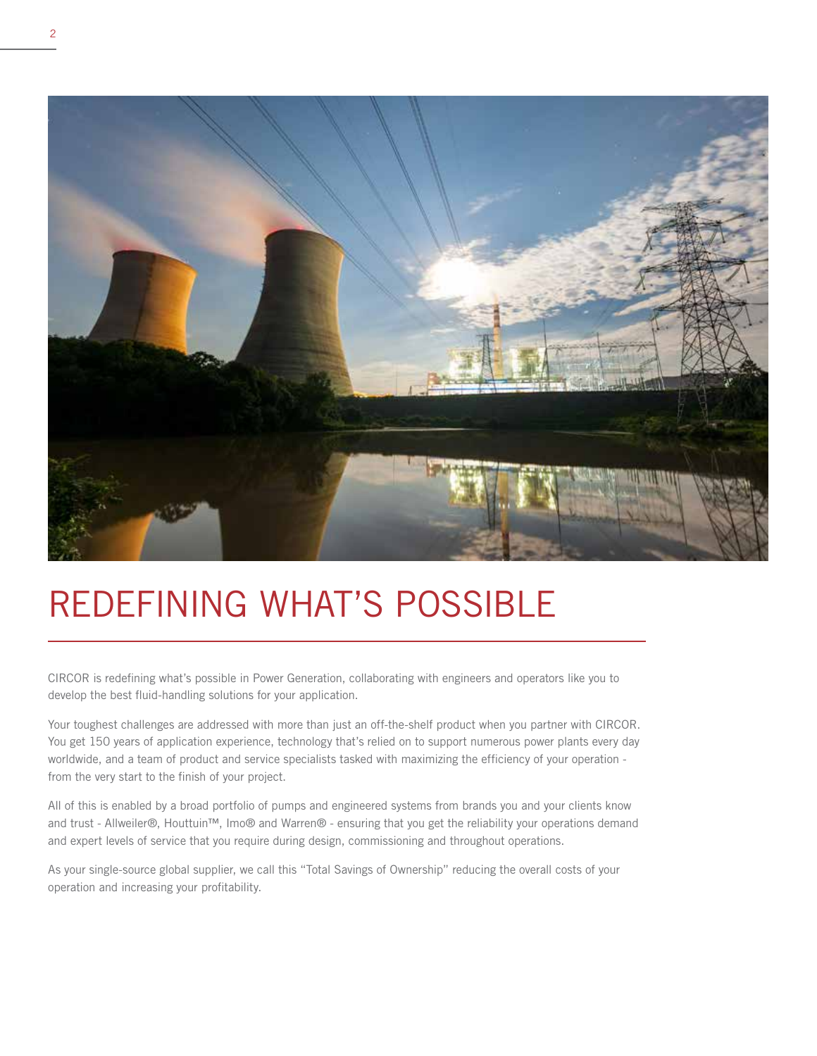# REDEFINING WHAT'S POSSIBLE

CIRCOR is redefining what's possible in Power Generation, collaborating with engineers and operators like you to develop the best fluid-handling solutions for your application.

Your toughest challenges are addressed with more than just an off-the-shelf product when you partner with CIRCOR. You get 150 years of application experience, technology that's relied on to support numerous power plants every day worldwide, and a team of product and service specialists tasked with maximizing the efficiency of your operation - from the very start to the finish of your project.

All of this is enabled by a broad portfolio of pumps and engineered systems from brands you and your clients know and trust - Allweiler®, Houttuin™, Imo® and Warren® - ensuring that you get the reliability your operations demand and expert levels of service that you require during design, commissioning and throughout operations.

As your single-source global supplier, we call this "Total Savings of Ownership" reducing the overall costs of your operation and increasing your profitability.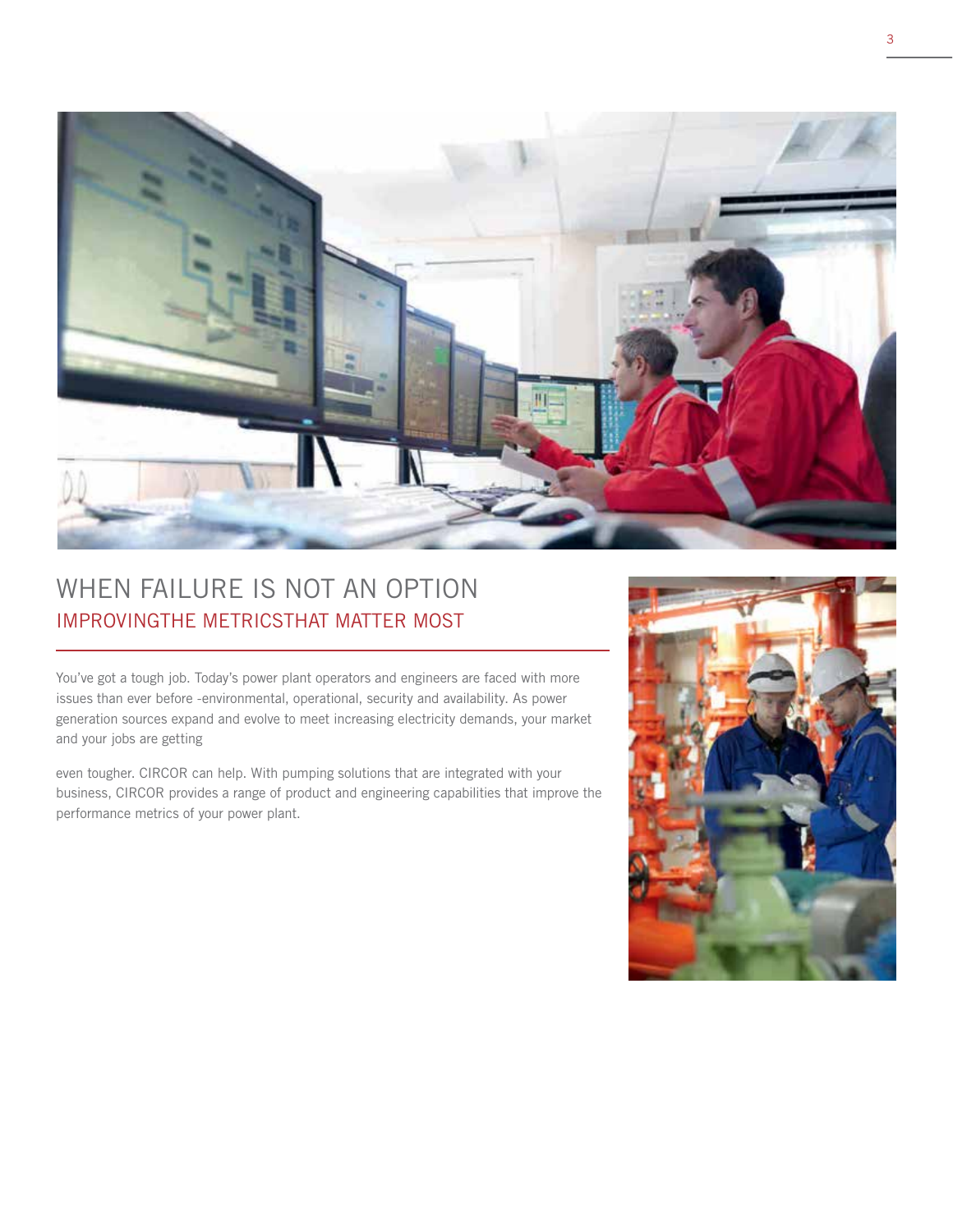# WHEN FAILURE IS NOT AN OPTION

## IMPROVINGTHE METRICSTHAT MATTER MOST

You've got a tough job. Today's power plant operators and engineers are faced with more issues than ever before -environmental, operational, security and availability. As power generation sources expand and evolve to meet increasing electricity demands, your market and your jobs are getting

even tougher. CIRCOR can help. With pumping solutions that are integrated with your business, CIRCOR provides a range of product and engineering capabilities that improve the performance metrics of your power plant.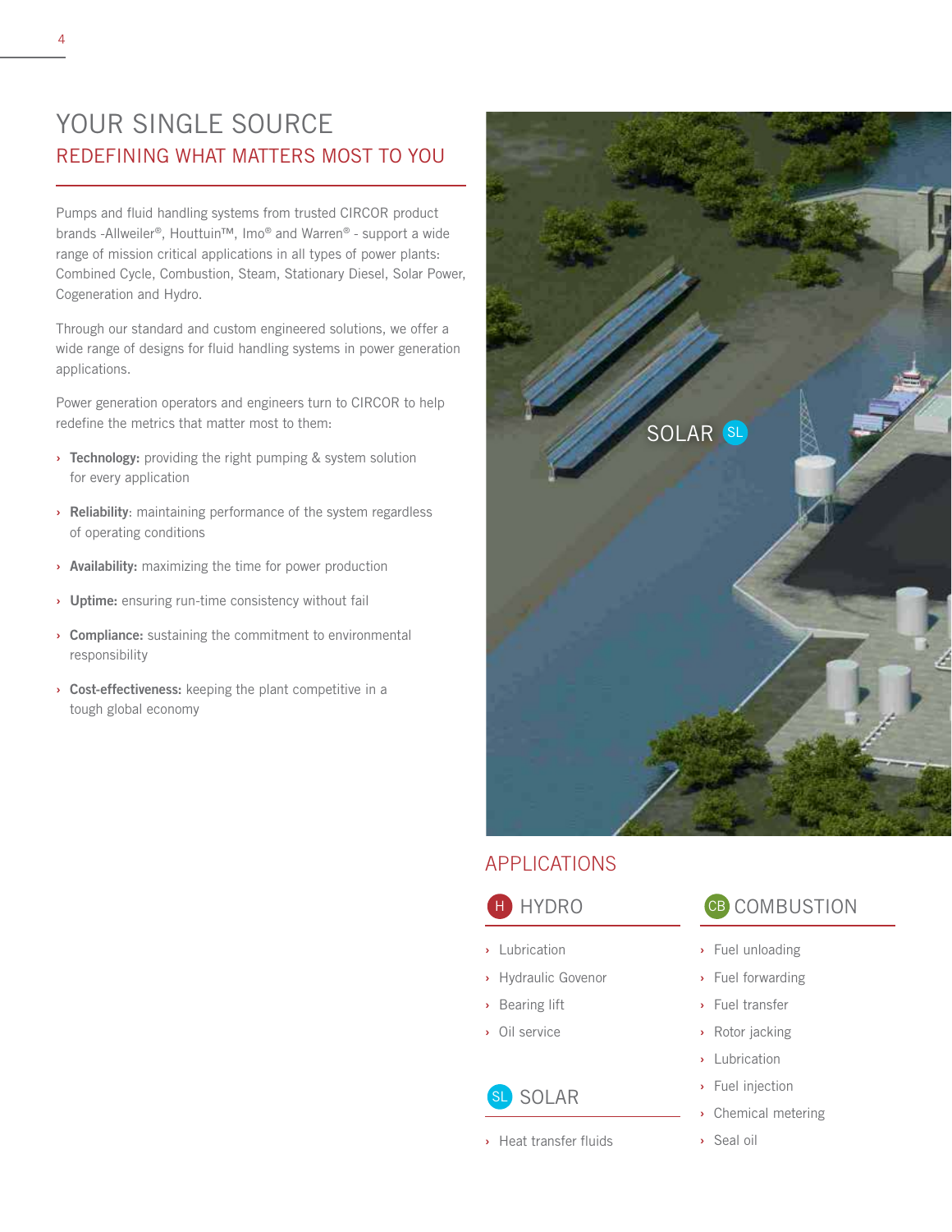# YOUR SINGLE SOURCE

## REDEFINING WHAT MATTERS MOST TO YOU

Pumps and fluid handling systems from trusted CIRCOR product brands -Allweiler®, Houttuin™, Imo® and Warren® - support a wide range of mission critical applications in all types of power plants: Combined Cycle, Combustion, Steam, Stationary Diesel, Solar Power, Cogeneration and Hydro.

Through our standard and custom engineered solutions, we offer a wide range of designs for fluid handling systems in power generation applications.

Power generation operators and engineers turn to CIRCOR to help redefine the metrics that matter most to them:

- **Technology:** providing the right pumping & system solution for every application
- **Reliability**: maintaining performance of the system regardless of operating conditions
- **Availability:** maximizing the time for power production
- **Uptime:** ensuring run-time consistency without fail
- **Compliance:** sustaining the commitment to environmental responsibility
- **Cost-effectiveness:** keeping the plant competitive in a tough global economy

SOLAR SL

## APPLICATIONS

### H HYDRO

- Lubrication
- Hydraulic Govenor
- Bearing lift
- Oil service

### SL SOLAR

- Heat transfer fluids

### CB COMBUSTION

- Fuel unloading
- Fuel forwarding
- Fuel transfer
- Rotor jacking
- Lubrication
- Fuel injection
- Chemical metering
- Seal oil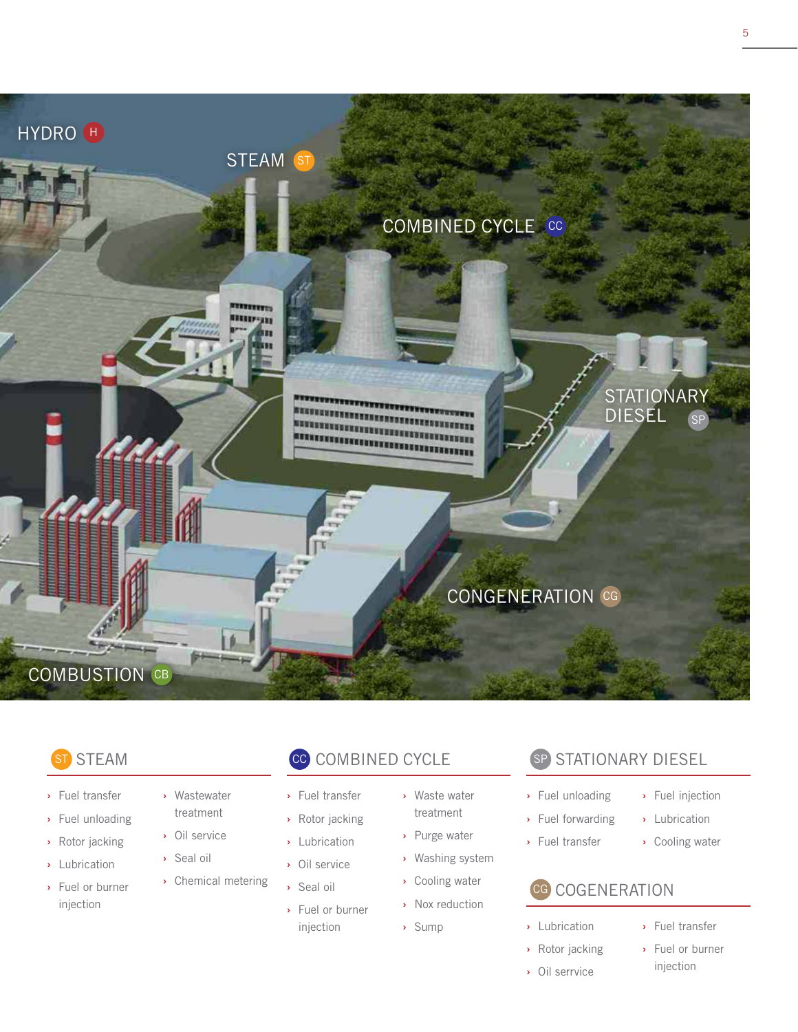HYDRO H

STEAM ST

COMBINED CYCLE CC

STATIONARY DIESEL SP

CONGENERATION CG

COMBUSTION CB

## ST STEAM

- Fuel transfer
- Fuel unloading
- Rotor jacking
- Lubrication
- Fuel or burner injection
- Wastewater treatment
- Oil service
- Seal oil
- Chemical metering

## CC COMBINED CYCLE

- Fuel transfer
- Rotor jacking
- Lubrication
- Oil service
- Seal oil
- Fuel or burner injection
- Waste water treatment
- Purge water
- Washing system
- Cooling water
- Nox reduction
- Sump

## SP STATIONARY DIESEL

- Fuel unloading
- Fuel forwarding
- Fuel transfer
- Fuel injection
- Lubrication
- Cooling water

## CG COGENERATION

- Lubrication
- Rotor jacking
- Oil serrvice
- Fuel transfer
- Fuel or burner injection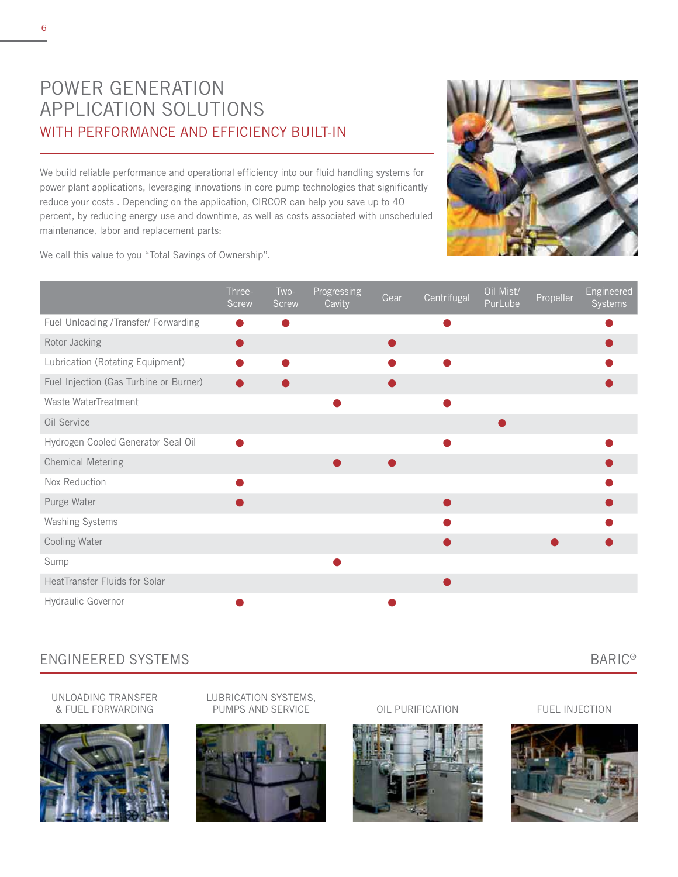# POWER GENERATION APPLICATION SOLUTIONS

## WITH PERFORMANCE AND EFFICIENCY BUILT-IN

We build reliable performance and operational efficiency into our fluid handling systems for power plant applications, leveraging innovations in core pump technologies that significantly reduce your costs . Depending on the application, CIRCOR can help you save up to 40 percent, by reducing energy use and downtime, as well as costs associated with unscheduled maintenance, labor and replacement parts:

We call this value to you "Total Savings of Ownership".

| | Three-Screw | Two-Screw | Progressing Cavity | Gear | Centrifugal | Oil Mist/ PurLube | Propeller | Engineered Systems |
|---|---|---|---|---|---|---|---|---|
| Fuel Unloading /Transfer/ Forwarding | ● | ● | | | ● | | | ● |
| Rotor Jacking | ● | | | ● | | | | ● |
| Lubrication (Rotating Equipment) | ● | ● | | ● | ● | | | ● |
| Fuel Injection (Gas Turbine or Burner) | ● | ● | | ● | | | | ● |
| Waste WaterTreatment | | | ● | | ● | | | |
| Oil Service | | | | | | ● | | |
| Hydrogen Cooled Generator Seal Oil | ● | | | | ● | | | ● |
| Chemical Metering | | | ● | ● | | | | ● |
| Nox Reduction | ● | | | | | | | ● |
| Purge Water | ● | | | | ● | | | ● |
| Washing Systems | | | | | ● | | | ● |
| Cooling Water | | | | | ● | | ● | ● |
| Sump | | | ● | | | | | |
| HeatTransfer Fluids for Solar | | | | | ● | | | |
| Hydraulic Governor | ● | | | ● | | | | |

## ENGINEERED SYSTEMS

BARIC®

UNLOADING TRANSFER & FUEL FORWARDING

LUBRICATION SYSTEMS, PUMPS AND SERVICE

OIL PURIFICATION

FUEL INJECTION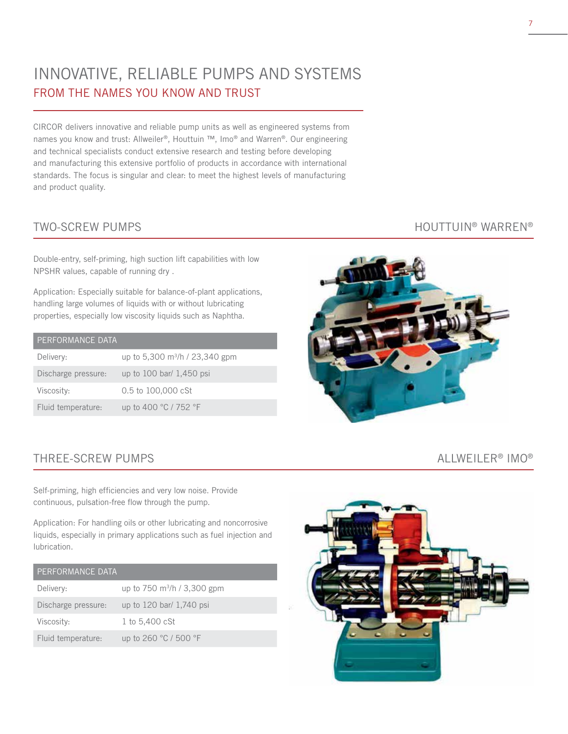# INNOVATIVE, RELIABLE PUMPS AND SYSTEMS

## FROM THE NAMES YOU KNOW AND TRUST

CIRCOR delivers innovative and reliable pump units as well as engineered systems from names you know and trust: Allweiler®, Houttuin ™, Imo® and Warren®. Our engineering and technical specialists conduct extensive research and testing before developing and manufacturing this extensive portfolio of products in accordance with international standards. The focus is singular and clear: to meet the highest levels of manufacturing and product quality.

## TWO-SCREW PUMPS

HOUTTUIN® WARREN®

Double-entry, self-priming, high suction lift capabilities with low NPSHR values, capable of running dry .

Application: Especially suitable for balance-of-plant applications, handling large volumes of liquids with or without lubricating properties, especially low viscosity liquids such as Naphtha.

| PERFORMANCE DATA | |
|---|---|
| Delivery: | up to 5,300 m³/h / 23,340 gpm |
| Discharge pressure: | up to 100 bar/ 1,450 psi |
| Viscosity: | 0.5 to 100,000 cSt |
| Fluid temperature: | up to 400 °C / 752 °F |

## THREE-SCREW PUMPS

ALLWEILER® IMO®

Self-priming, high efficiencies and very low noise. Provide continuous, pulsation-free flow through the pump.

Application: For handling oils or other lubricating and noncorrosive liquids, especially in primary applications such as fuel injection and lubrication.

| PERFORMANCE DATA | |
|---|---|
| Delivery: | up to 750 m³/h / 3,300 gpm |
| Discharge pressure: | up to 120 bar/ 1,740 psi |
| Viscosity: | 1 to 5,400 cSt |
| Fluid temperature: | up to 260 °C / 500 °F |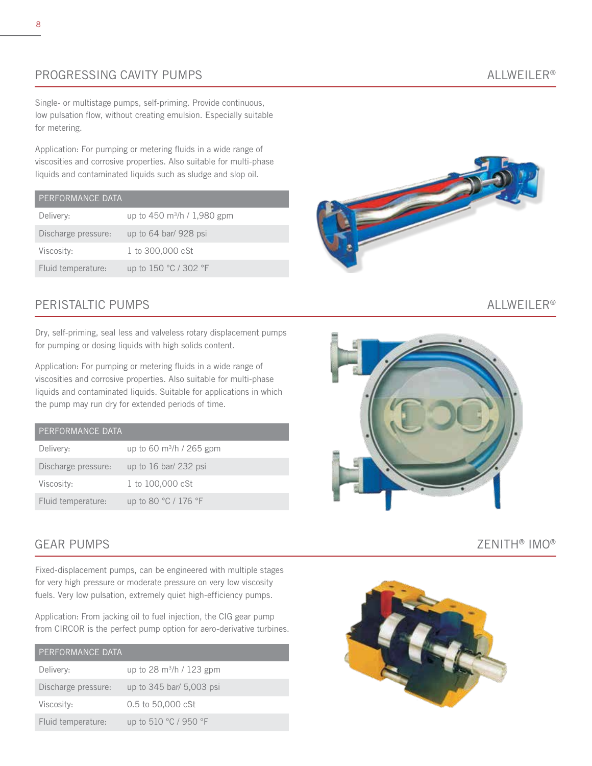## PROGRESSING CAVITY PUMPS

ALLWEILER®

Single- or multistage pumps, self-priming. Provide continuous, low pulsation flow, without creating emulsion. Especially suitable for metering.

Application: For pumping or metering fluids in a wide range of viscosities and corrosive properties. Also suitable for multi-phase liquids and contaminated liquids such as sludge and slop oil.

| PERFORMANCE DATA | |
|---|---|
| Delivery: | up to 450 m³/h / 1,980 gpm |
| Discharge pressure: | up to 64 bar/ 928 psi |
| Viscosity: | 1 to 300,000 cSt |
| Fluid temperature: | up to 150 °C / 302 °F |

## PERISTALTIC PUMPS

ALLWEILER®

Dry, self-priming, seal less and valveless rotary displacement pumps for pumping or dosing liquids with high solids content.

Application: For pumping or metering fluids in a wide range of viscosities and corrosive properties. Also suitable for multi-phase liquids and contaminated liquids. Suitable for applications in which the pump may run dry for extended periods of time.

| PERFORMANCE DATA | |
|---|---|
| Delivery: | up to 60 m³/h / 265 gpm |
| Discharge pressure: | up to 16 bar/ 232 psi |
| Viscosity: | 1 to 100,000 cSt |
| Fluid temperature: | up to 80 °C / 176 °F |

## GEAR PUMPS

ZENITH® IMO®

Fixed-displacement pumps, can be engineered with multiple stages for very high pressure or moderate pressure on very low viscosity fuels. Very low pulsation, extremely quiet high-efficiency pumps.

Application: From jacking oil to fuel injection, the CIG gear pump from CIRCOR is the perfect pump option for aero-derivative turbines.

| PERFORMANCE DATA | |
|---|---|
| Delivery: | up to 28 m³/h / 123 gpm |
| Discharge pressure: | up to 345 bar/ 5,003 psi |
| Viscosity: | 0.5 to 50,000 cSt |
| Fluid temperature: | up to 510 °C / 950 °F |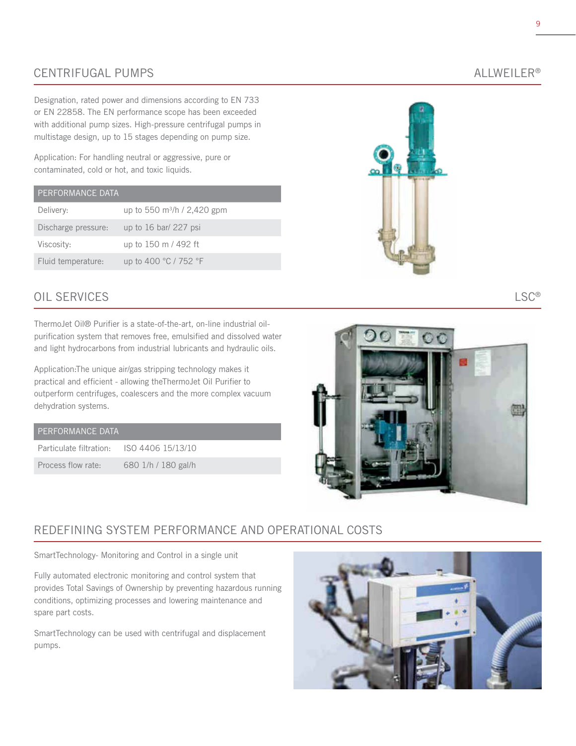## CENTRIFUGAL PUMPS

ALLWEILER®

Designation, rated power and dimensions according to EN 733 or EN 22858. The EN performance scope has been exceeded with additional pump sizes. High-pressure centrifugal pumps in multistage design, up to 15 stages depending on pump size.

Application: For handling neutral or aggressive, pure or contaminated, cold or hot, and toxic liquids.

| PERFORMANCE DATA | |
|---|---|
| Delivery: | up to 550 m³/h / 2,420 gpm |
| Discharge pressure: | up to 16 bar/ 227 psi |
| Viscosity: | up to 150 m / 492 ft |
| Fluid temperature: | up to 400 °C / 752 °F |

## OIL SERVICES

LSC®

ThermoJet Oil® Purifier is a state-of-the-art, on-line industrial oil-purification system that removes free, emulsified and dissolved water and light hydrocarbons from industrial lubricants and hydraulic oils.

Application:The unique air/gas stripping technology makes it practical and efficient - allowing theThermoJet Oil Purifier to outperform centrifuges, coalescers and the more complex vacuum dehydration systems.

| PERFORMANCE DATA | |
|---|---|
| Particulate filtration: | ISO 4406 15/13/10 |
| Process flow rate: | 680 1/h / 180 gal/h |

## REDEFINING SYSTEM PERFORMANCE AND OPERATIONAL COSTS

SmartTechnology- Monitoring and Control in a single unit

Fully automated electronic monitoring and control system that provides Total Savings of Ownership by preventing hazardous running conditions, optimizing processes and lowering maintenance and spare part costs.

SmartTechnology can be used with centrifugal and displacement pumps.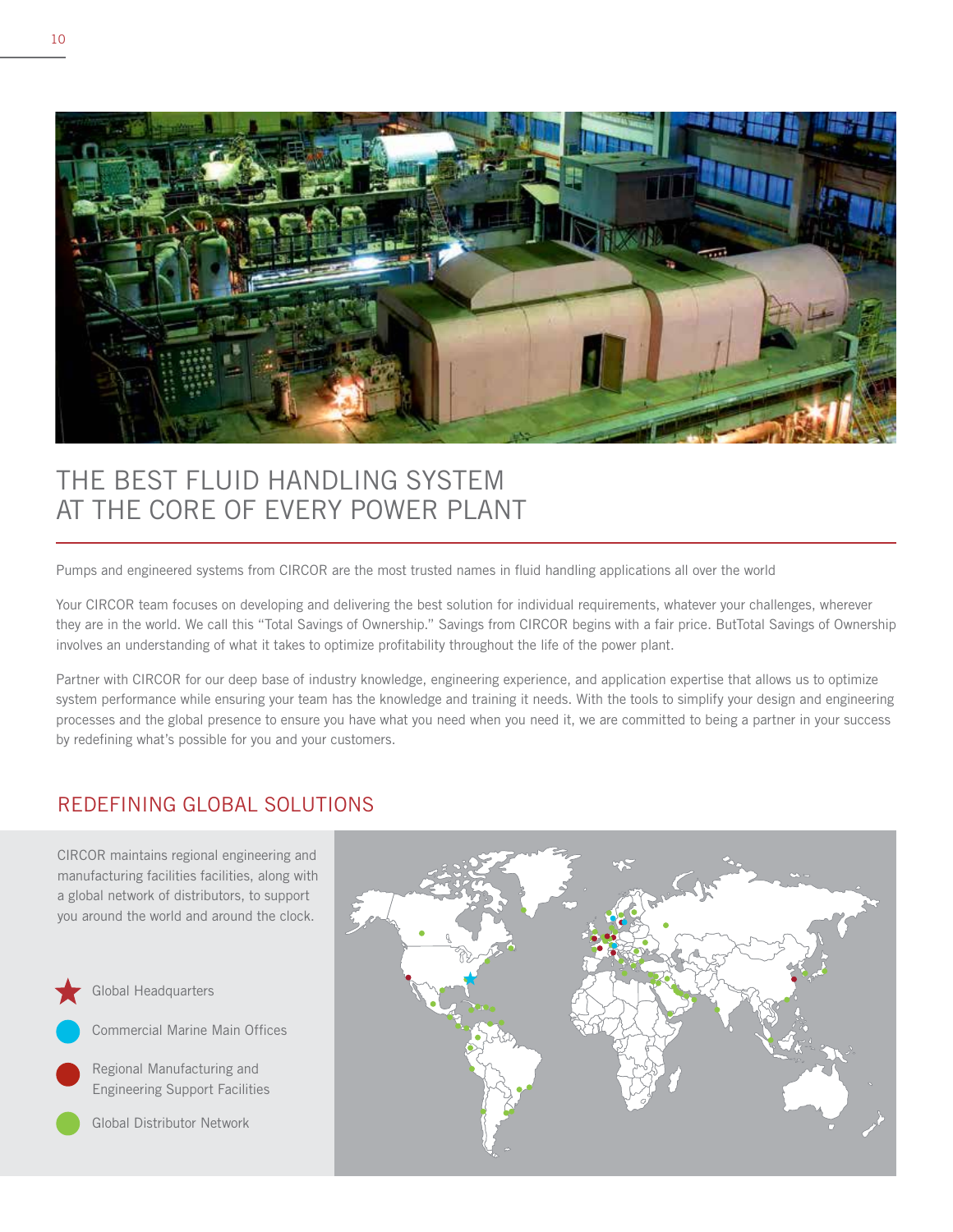# THE BEST FLUID HANDLING SYSTEM AT THE CORE OF EVERY POWER PLANT

Pumps and engineered systems from CIRCOR are the most trusted names in fluid handling applications all over the world

Your CIRCOR team focuses on developing and delivering the best solution for individual requirements, whatever your challenges, wherever they are in the world. We call this "Total Savings of Ownership." Savings from CIRCOR begins with a fair price. ButTotal Savings of Ownership involves an understanding of what it takes to optimize profitability throughout the life of the power plant.

Partner with CIRCOR for our deep base of industry knowledge, engineering experience, and application expertise that allows us to optimize system performance while ensuring your team has the knowledge and training it needs. With the tools to simplify your design and engineering processes and the global presence to ensure you have what you need when you need it, we are committed to being a partner in your success by redefining what's possible for you and your customers.

## REDEFINING GLOBAL SOLUTIONS

CIRCOR maintains regional engineering and manufacturing facilities facilities, along with a global network of distributors, to support you around the world and around the clock.

- Global Headquarters
- Commercial Marine Main Offices
- Regional Manufacturing and Engineering Support Facilities
- Global Distributor Network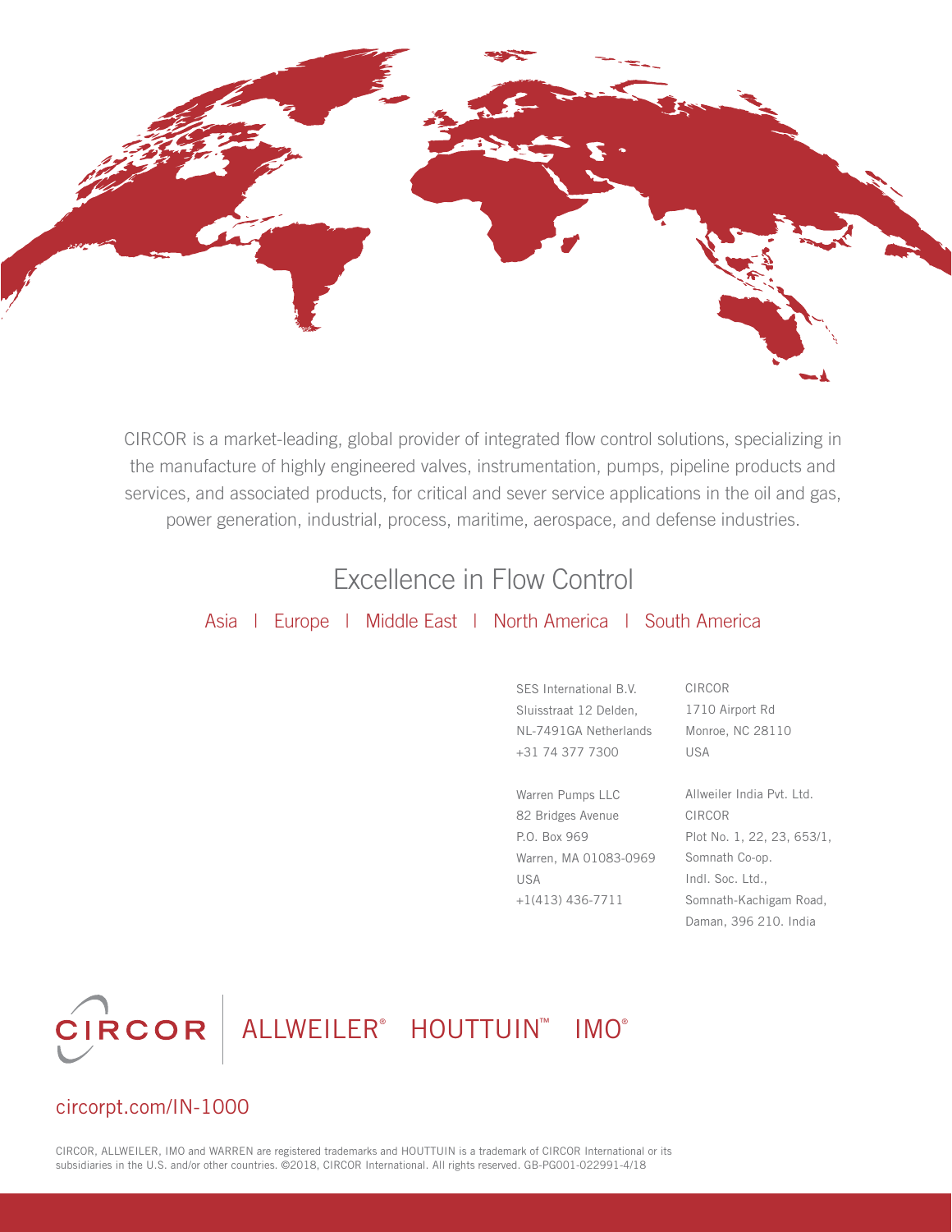CIRCOR is a market-leading, global provider of integrated flow control solutions, specializing in the manufacture of highly engineered valves, instrumentation, pumps, pipeline products and services, and associated products, for critical and sever service applications in the oil and gas, power generation, industrial, process, maritime, aerospace, and defense industries.

## Excellence in Flow Control

Asia | Europe | Middle East | North America | South America

SES International B.V.
Sluisstraat 12 Delden,
NL-7491GA Netherlands
+31 74 377 7300

CIRCOR
1710 Airport Rd
Monroe, NC 28110
USA

Warren Pumps LLC
82 Bridges Avenue
P.O. Box 969
Warren, MA 01083-0969
USA
+1(413) 436-7711

Allweiler India Pvt. Ltd.
CIRCOR
Plot No. 1, 22, 23, 653/1,
Somnath Co-op.
Indl. Soc. Ltd.,
Somnath-Kachigam Road,
Daman, 396 210. India

CIRCOR | ALLWEILER® HOUTTUIN™ IMO®

circorpt.com/IN-1000

CIRCOR, ALLWEILER, IMO and WARREN are registered trademarks and HOUTTUIN is a trademark of CIRCOR International or its subsidiaries in the U.S. and/or other countries. ©2018, CIRCOR International. All rights reserved. GB-PG001-022991-4/18